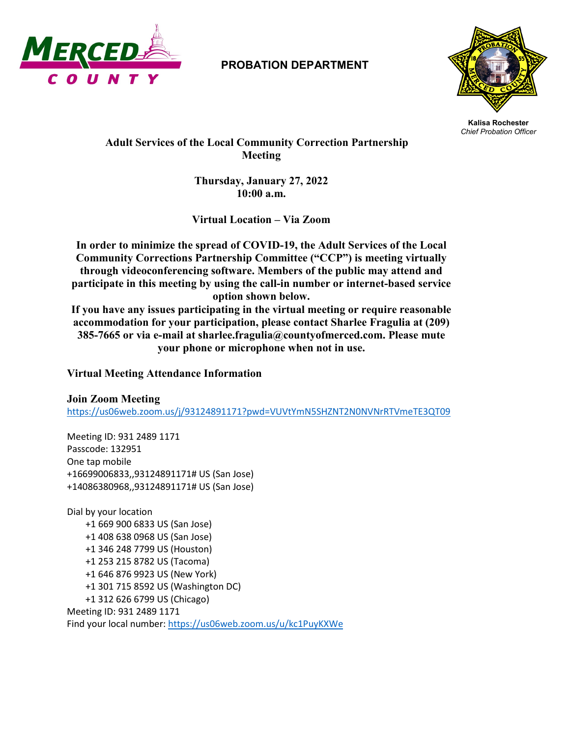MERCED COUNTY

**PROBATION DEPARTMENT**

**Kalisa Rochester**
*Chief Probation Officer*

# Adult Services of the Local Community Correction Partnership Meeting

**Thursday, January 27, 2022**
**10:00 a.m.**

**Virtual Location – Via Zoom**

**In order to minimize the spread of COVID-19, the Adult Services of the Local Community Corrections Partnership Committee ("CCP") is meeting virtually through videoconferencing software. Members of the public may attend and participate in this meeting by using the call-in number or internet-based service option shown below.**
**If you have any issues participating in the virtual meeting or require reasonable accommodation for your participation, please contact Sharlee Fragulia at (209) 385-7665 or via e-mail at sharlee.fragulia@countyofmerced.com. Please mute your phone or microphone when not in use.**

## Virtual Meeting Attendance Information

### Join Zoom Meeting

https://us06web.zoom.us/j/93124891171?pwd=VUVtYmN5SHZNT2N0NVNrRTVmeTE3QT09

Meeting ID: 931 2489 1171
Passcode: 132951
One tap mobile
+16699006833,,93124891171# US (San Jose)
+14086380968,,93124891171# US (San Jose)

Dial by your location
+1 669 900 6833 US (San Jose)
+1 408 638 0968 US (San Jose)
+1 346 248 7799 US (Houston)
+1 253 215 8782 US (Tacoma)
+1 646 876 9923 US (New York)
+1 301 715 8592 US (Washington DC)
+1 312 626 6799 US (Chicago)
Meeting ID: 931 2489 1171
Find your local number: https://us06web.zoom.us/u/kc1PuyKXWe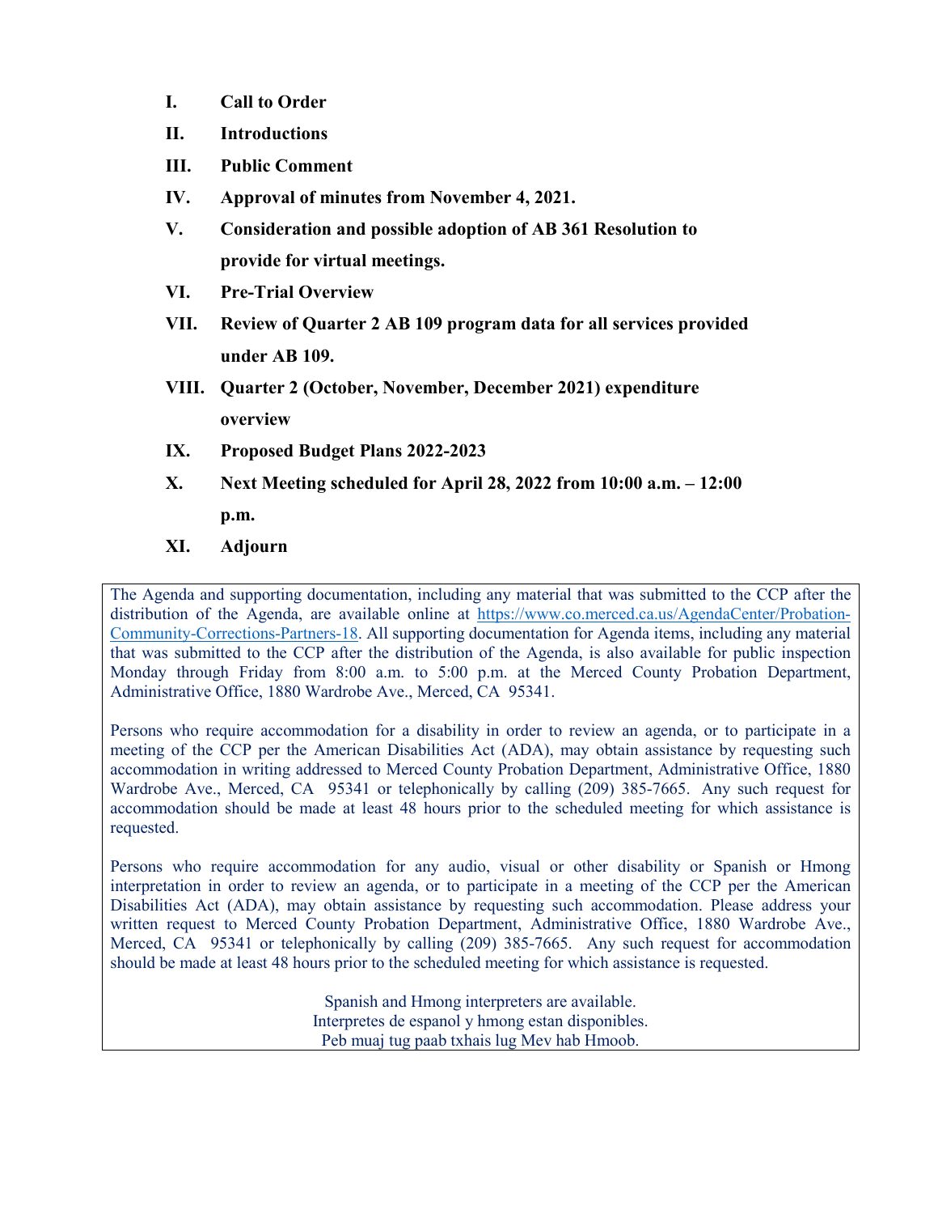**I. Call to Order**

**II. Introductions**

**III. Public Comment**

**IV. Approval of minutes from November 4, 2021.**

**V. Consideration and possible adoption of AB 361 Resolution to provide for virtual meetings.**

**VI. Pre-Trial Overview**

**VII. Review of Quarter 2 AB 109 program data for all services provided under AB 109.**

**VIII. Quarter 2 (October, November, December 2021) expenditure overview**

**IX. Proposed Budget Plans 2022-2023**

**X. Next Meeting scheduled for April 28, 2022 from 10:00 a.m. – 12:00 p.m.**

**XI. Adjourn**

The Agenda and supporting documentation, including any material that was submitted to the CCP after the distribution of the Agenda, are available online at https://www.co.merced.ca.us/AgendaCenter/Probation-Community-Corrections-Partners-18. All supporting documentation for Agenda items, including any material that was submitted to the CCP after the distribution of the Agenda, is also available for public inspection Monday through Friday from 8:00 a.m. to 5:00 p.m. at the Merced County Probation Department, Administrative Office, 1880 Wardrobe Ave., Merced, CA 95341.

Persons who require accommodation for a disability in order to review an agenda, or to participate in a meeting of the CCP per the American Disabilities Act (ADA), may obtain assistance by requesting such accommodation in writing addressed to Merced County Probation Department, Administrative Office, 1880 Wardrobe Ave., Merced, CA 95341 or telephonically by calling (209) 385-7665. Any such request for accommodation should be made at least 48 hours prior to the scheduled meeting for which assistance is requested.

Persons who require accommodation for any audio, visual or other disability or Spanish or Hmong interpretation in order to review an agenda, or to participate in a meeting of the CCP per the American Disabilities Act (ADA), may obtain assistance by requesting such accommodation. Please address your written request to Merced County Probation Department, Administrative Office, 1880 Wardrobe Ave., Merced, CA 95341 or telephonically by calling (209) 385-7665. Any such request for accommodation should be made at least 48 hours prior to the scheduled meeting for which assistance is requested.

Spanish and Hmong interpreters are available.
Interpretes de espanol y hmong estan disponibles.
Peb muaj tug paab txhais lug Mev hab Hmoob.